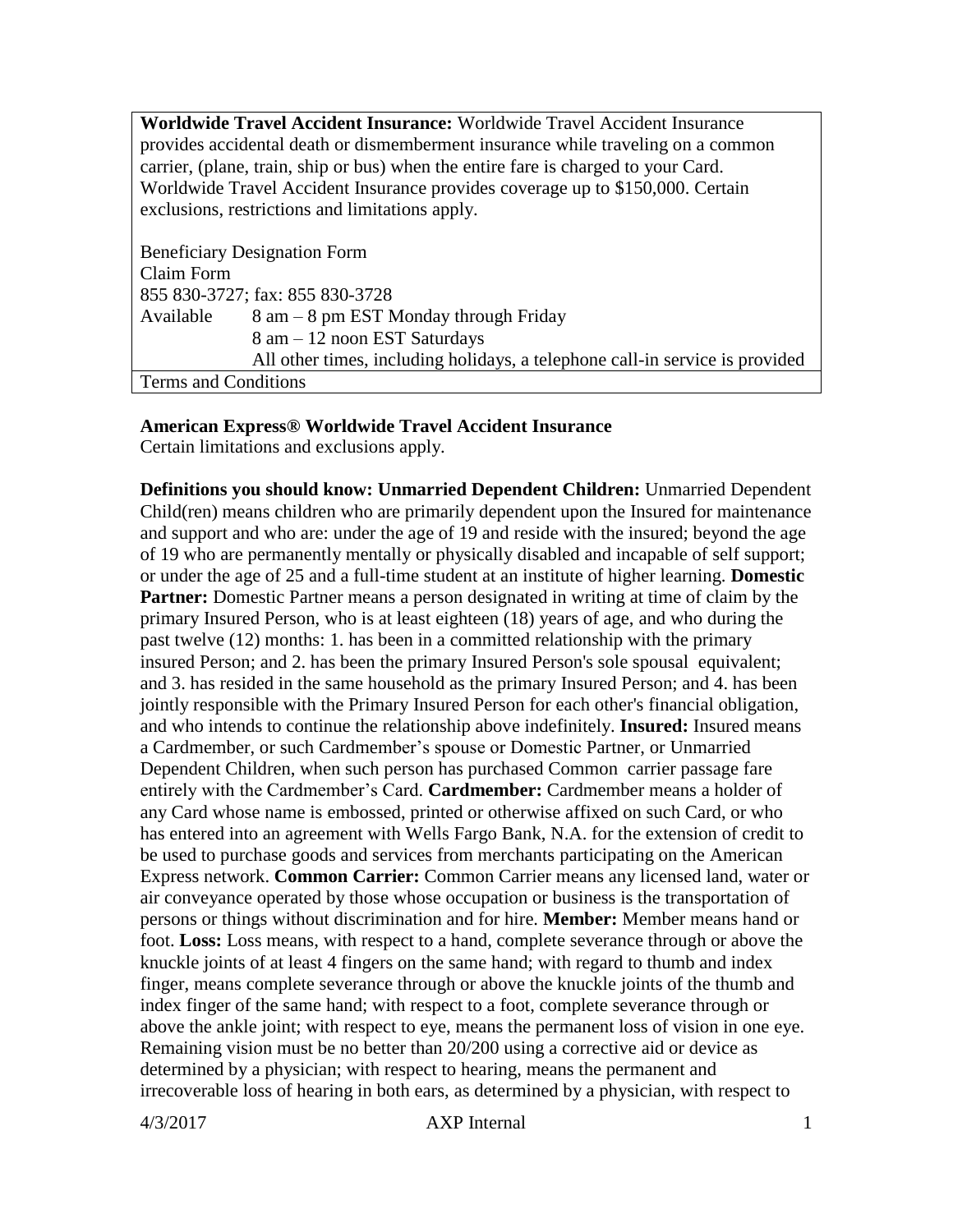**Worldwide Travel Accident Insurance:** Worldwide Travel Accident Insurance provides accidental death or dismemberment insurance while traveling on a common carrier, (plane, train, ship or bus) when the entire fare is charged to your Card. Worldwide Travel Accident Insurance provides coverage up to $150,000. Certain exclusions, restrictions and limitations apply.

Beneficiary Designation Form
Claim Form
855 830-3727; fax: 855 830-3728

| | |
|---|---|
| Available | 8 am – 8 pm EST Monday through Friday |
| | 8 am – 12 noon EST Saturdays |
| | All other times, including holidays, a telephone call-in service is provided |

Terms and Conditions

**American Express® Worldwide Travel Accident Insurance**
Certain limitations and exclusions apply.

**Definitions you should know: Unmarried Dependent Children:** Unmarried Dependent Child(ren) means children who are primarily dependent upon the Insured for maintenance and support and who are: under the age of 19 and reside with the insured; beyond the age of 19 who are permanently mentally or physically disabled and incapable of self support; or under the age of 25 and a full-time student at an institute of higher learning. **Domestic Partner:** Domestic Partner means a person designated in writing at time of claim by the primary Insured Person, who is at least eighteen (18) years of age, and who during the past twelve (12) months: 1. has been in a committed relationship with the primary insured Person; and 2. has been the primary Insured Person's sole spousal equivalent; and 3. has resided in the same household as the primary Insured Person; and 4. has been jointly responsible with the Primary Insured Person for each other's financial obligation, and who intends to continue the relationship above indefinitely. **Insured:** Insured means a Cardmember, or such Cardmember's spouse or Domestic Partner, or Unmarried Dependent Children, when such person has purchased Common carrier passage fare entirely with the Cardmember's Card. **Cardmember:** Cardmember means a holder of any Card whose name is embossed, printed or otherwise affixed on such Card, or who has entered into an agreement with Wells Fargo Bank, N.A. for the extension of credit to be used to purchase goods and services from merchants participating on the American Express network. **Common Carrier:** Common Carrier means any licensed land, water or air conveyance operated by those whose occupation or business is the transportation of persons or things without discrimination and for hire. **Member:** Member means hand or foot. **Loss:** Loss means, with respect to a hand, complete severance through or above the knuckle joints of at least 4 fingers on the same hand; with regard to thumb and index finger, means complete severance through or above the knuckle joints of the thumb and index finger of the same hand; with respect to a foot, complete severance through or above the ankle joint; with respect to eye, means the permanent loss of vision in one eye. Remaining vision must be no better than 20/200 using a corrective aid or device as determined by a physician; with respect to hearing, means the permanent and irrecoverable loss of hearing in both ears, as determined by a physician, with respect to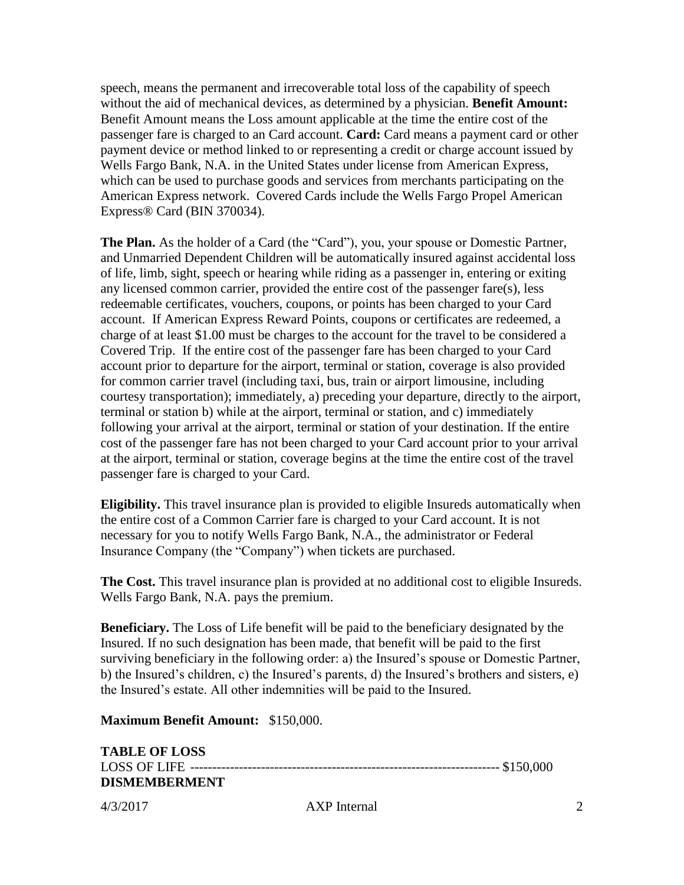speech, means the permanent and irrecoverable total loss of the capability of speech without the aid of mechanical devices, as determined by a physician. **Benefit Amount:** Benefit Amount means the Loss amount applicable at the time the entire cost of the passenger fare is charged to an Card account. **Card:** Card means a payment card or other payment device or method linked to or representing a credit or charge account issued by Wells Fargo Bank, N.A. in the United States under license from American Express, which can be used to purchase goods and services from merchants participating on the American Express network. Covered Cards include the Wells Fargo Propel American Express® Card (BIN 370034).

**The Plan.** As the holder of a Card (the "Card"), you, your spouse or Domestic Partner, and Unmarried Dependent Children will be automatically insured against accidental loss of life, limb, sight, speech or hearing while riding as a passenger in, entering or exiting any licensed common carrier, provided the entire cost of the passenger fare(s), less redeemable certificates, vouchers, coupons, or points has been charged to your Card account. If American Express Reward Points, coupons or certificates are redeemed, a charge of at least $1.00 must be charges to the account for the travel to be considered a Covered Trip. If the entire cost of the passenger fare has been charged to your Card account prior to departure for the airport, terminal or station, coverage is also provided for common carrier travel (including taxi, bus, train or airport limousine, including courtesy transportation); immediately, a) preceding your departure, directly to the airport, terminal or station b) while at the airport, terminal or station, and c) immediately following your arrival at the airport, terminal or station of your destination. If the entire cost of the passenger fare has not been charged to your Card account prior to your arrival at the airport, terminal or station, coverage begins at the time the entire cost of the travel passenger fare is charged to your Card.

**Eligibility.** This travel insurance plan is provided to eligible Insureds automatically when the entire cost of a Common Carrier fare is charged to your Card account. It is not necessary for you to notify Wells Fargo Bank, N.A., the administrator or Federal Insurance Company (the "Company") when tickets are purchased.

**The Cost.** This travel insurance plan is provided at no additional cost to eligible Insureds. Wells Fargo Bank, N.A. pays the premium.

**Beneficiary.** The Loss of Life benefit will be paid to the beneficiary designated by the Insured. If no such designation has been made, that benefit will be paid to the first surviving beneficiary in the following order: a) the Insured's spouse or Domestic Partner, b) the Insured's children, c) the Insured's parents, d) the Insured's brothers and sisters, e) the Insured's estate. All other indemnities will be paid to the Insured.

**Maximum Benefit Amount:** $150,000.

**TABLE OF LOSS**

LOSS OF LIFE ---------------------------------------------------------------------- $150,000

**DISMEMBERMENT**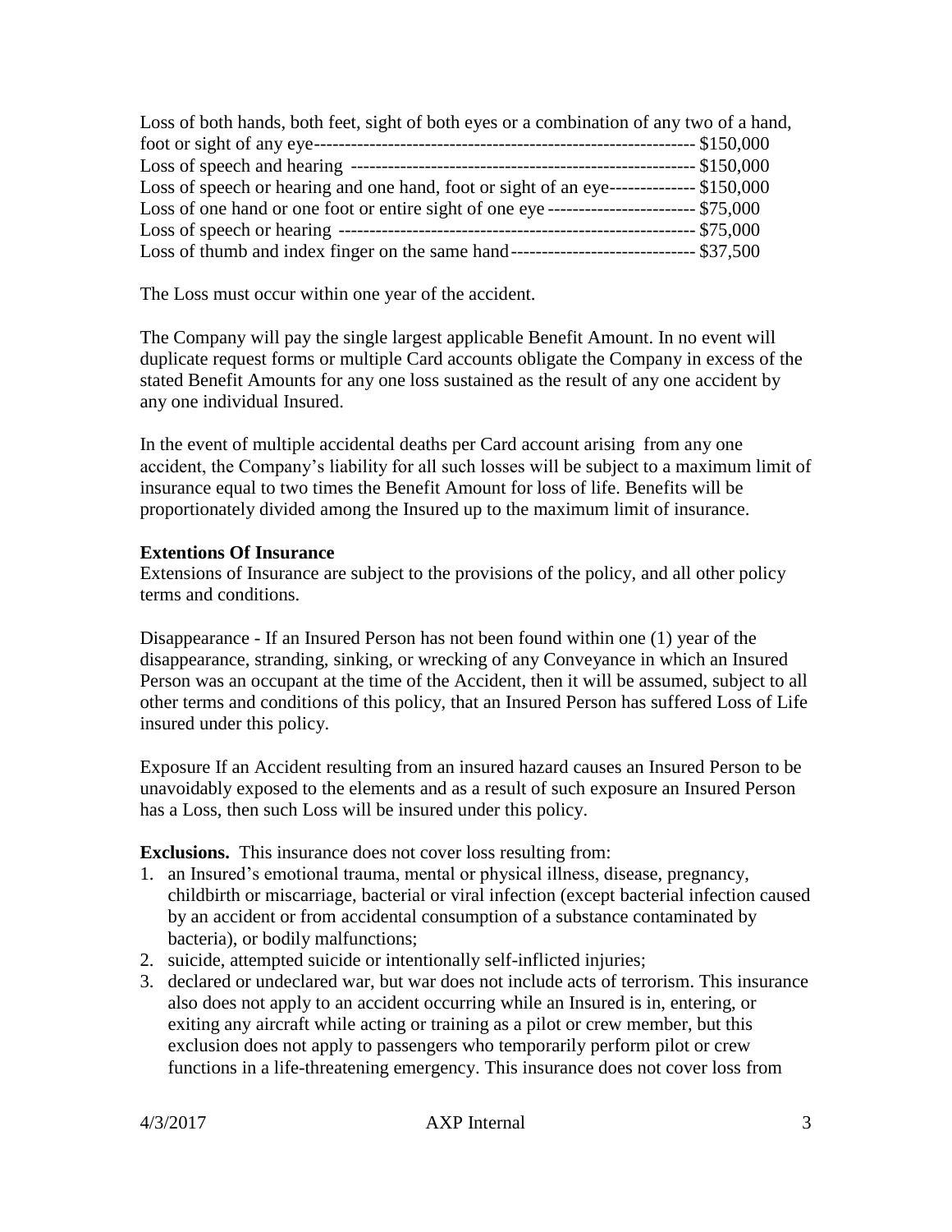Loss of both hands, both feet, sight of both eyes or a combination of any two of a hand, foot or sight of any eye------------------------------------------------------------ $150,000
Loss of speech and hearing ------------------------------------------------------- $150,000
Loss of speech or hearing and one hand, foot or sight of an eye-------------- $150,000
Loss of one hand or one foot or entire sight of one eye ------------------------ $75,000
Loss of speech or hearing --------------------------------------------------------- $75,000
Loss of thumb and index finger on the same hand------------------------------ $37,500

The Loss must occur within one year of the accident.

The Company will pay the single largest applicable Benefit Amount. In no event will duplicate request forms or multiple Card accounts obligate the Company in excess of the stated Benefit Amounts for any one loss sustained as the result of any one accident by any one individual Insured.

In the event of multiple accidental deaths per Card account arising from any one accident, the Company's liability for all such losses will be subject to a maximum limit of insurance equal to two times the Benefit Amount for loss of life. Benefits will be proportionately divided among the Insured up to the maximum limit of insurance.

**Extentions Of Insurance**

Extensions of Insurance are subject to the provisions of the policy, and all other policy terms and conditions.

Disappearance - If an Insured Person has not been found within one (1) year of the disappearance, stranding, sinking, or wrecking of any Conveyance in which an Insured Person was an occupant at the time of the Accident, then it will be assumed, subject to all other terms and conditions of this policy, that an Insured Person has suffered Loss of Life insured under this policy.

Exposure If an Accident resulting from an insured hazard causes an Insured Person to be unavoidably exposed to the elements and as a result of such exposure an Insured Person has a Loss, then such Loss will be insured under this policy.

**Exclusions.** This insurance does not cover loss resulting from:

1. an Insured's emotional trauma, mental or physical illness, disease, pregnancy, childbirth or miscarriage, bacterial or viral infection (except bacterial infection caused by an accident or from accidental consumption of a substance contaminated by bacteria), or bodily malfunctions;
2. suicide, attempted suicide or intentionally self-inflicted injuries;
3. declared or undeclared war, but war does not include acts of terrorism. This insurance also does not apply to an accident occurring while an Insured is in, entering, or exiting any aircraft while acting or training as a pilot or crew member, but this exclusion does not apply to passengers who temporarily perform pilot or crew functions in a life-threatening emergency. This insurance does not cover loss from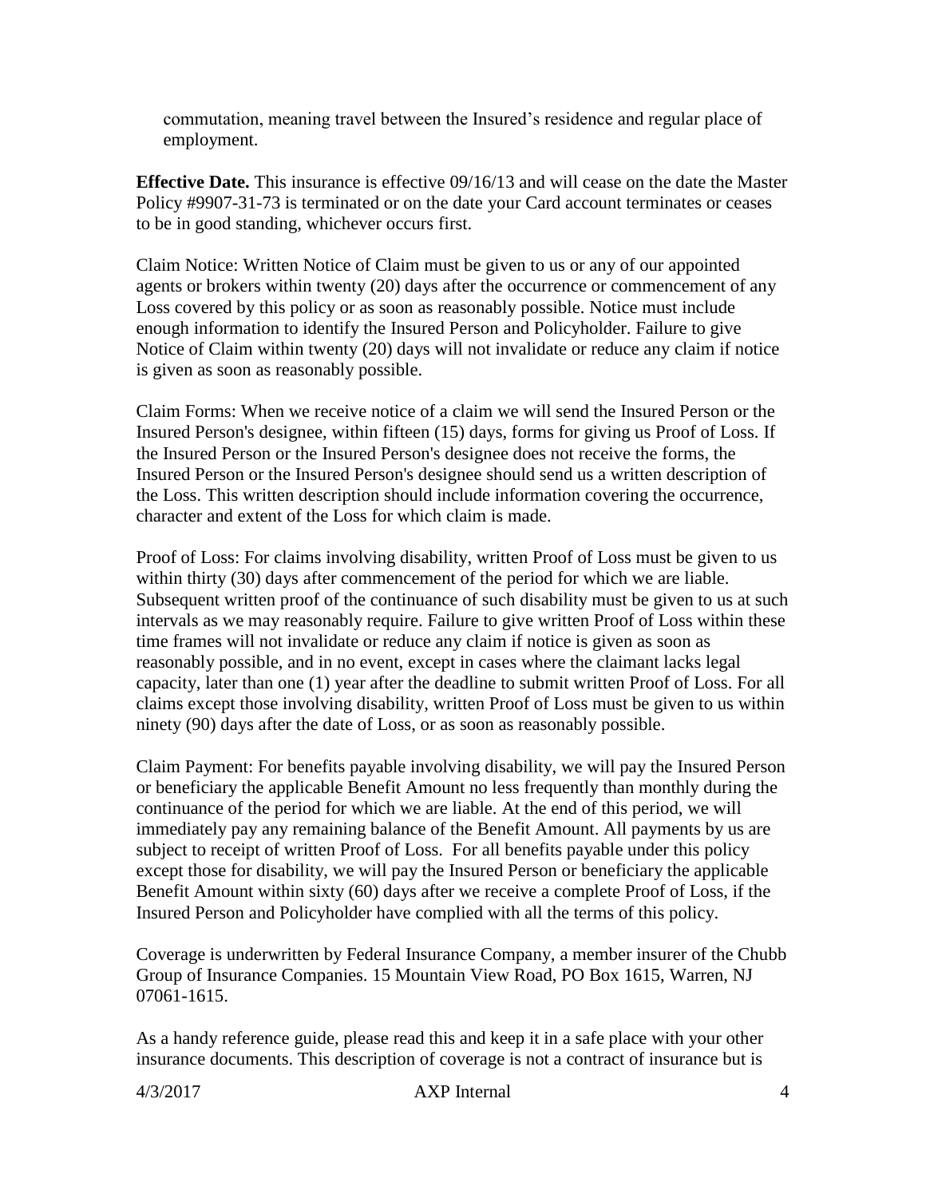commutation, meaning travel between the Insured's residence and regular place of employment.

**Effective Date.** This insurance is effective 09/16/13 and will cease on the date the Master Policy #9907-31-73 is terminated or on the date your Card account terminates or ceases to be in good standing, whichever occurs first.

Claim Notice: Written Notice of Claim must be given to us or any of our appointed agents or brokers within twenty (20) days after the occurrence or commencement of any Loss covered by this policy or as soon as reasonably possible. Notice must include enough information to identify the Insured Person and Policyholder. Failure to give Notice of Claim within twenty (20) days will not invalidate or reduce any claim if notice is given as soon as reasonably possible.

Claim Forms: When we receive notice of a claim we will send the Insured Person or the Insured Person's designee, within fifteen (15) days, forms for giving us Proof of Loss. If the Insured Person or the Insured Person's designee does not receive the forms, the Insured Person or the Insured Person's designee should send us a written description of the Loss. This written description should include information covering the occurrence, character and extent of the Loss for which claim is made.

Proof of Loss: For claims involving disability, written Proof of Loss must be given to us within thirty (30) days after commencement of the period for which we are liable. Subsequent written proof of the continuance of such disability must be given to us at such intervals as we may reasonably require. Failure to give written Proof of Loss within these time frames will not invalidate or reduce any claim if notice is given as soon as reasonably possible, and in no event, except in cases where the claimant lacks legal capacity, later than one (1) year after the deadline to submit written Proof of Loss. For all claims except those involving disability, written Proof of Loss must be given to us within ninety (90) days after the date of Loss, or as soon as reasonably possible.

Claim Payment: For benefits payable involving disability, we will pay the Insured Person or beneficiary the applicable Benefit Amount no less frequently than monthly during the continuance of the period for which we are liable. At the end of this period, we will immediately pay any remaining balance of the Benefit Amount. All payments by us are subject to receipt of written Proof of Loss. For all benefits payable under this policy except those for disability, we will pay the Insured Person or beneficiary the applicable Benefit Amount within sixty (60) days after we receive a complete Proof of Loss, if the Insured Person and Policyholder have complied with all the terms of this policy.

Coverage is underwritten by Federal Insurance Company, a member insurer of the Chubb Group of Insurance Companies. 15 Mountain View Road, PO Box 1615, Warren, NJ 07061-1615.

As a handy reference guide, please read this and keep it in a safe place with your other insurance documents. This description of coverage is not a contract of insurance but is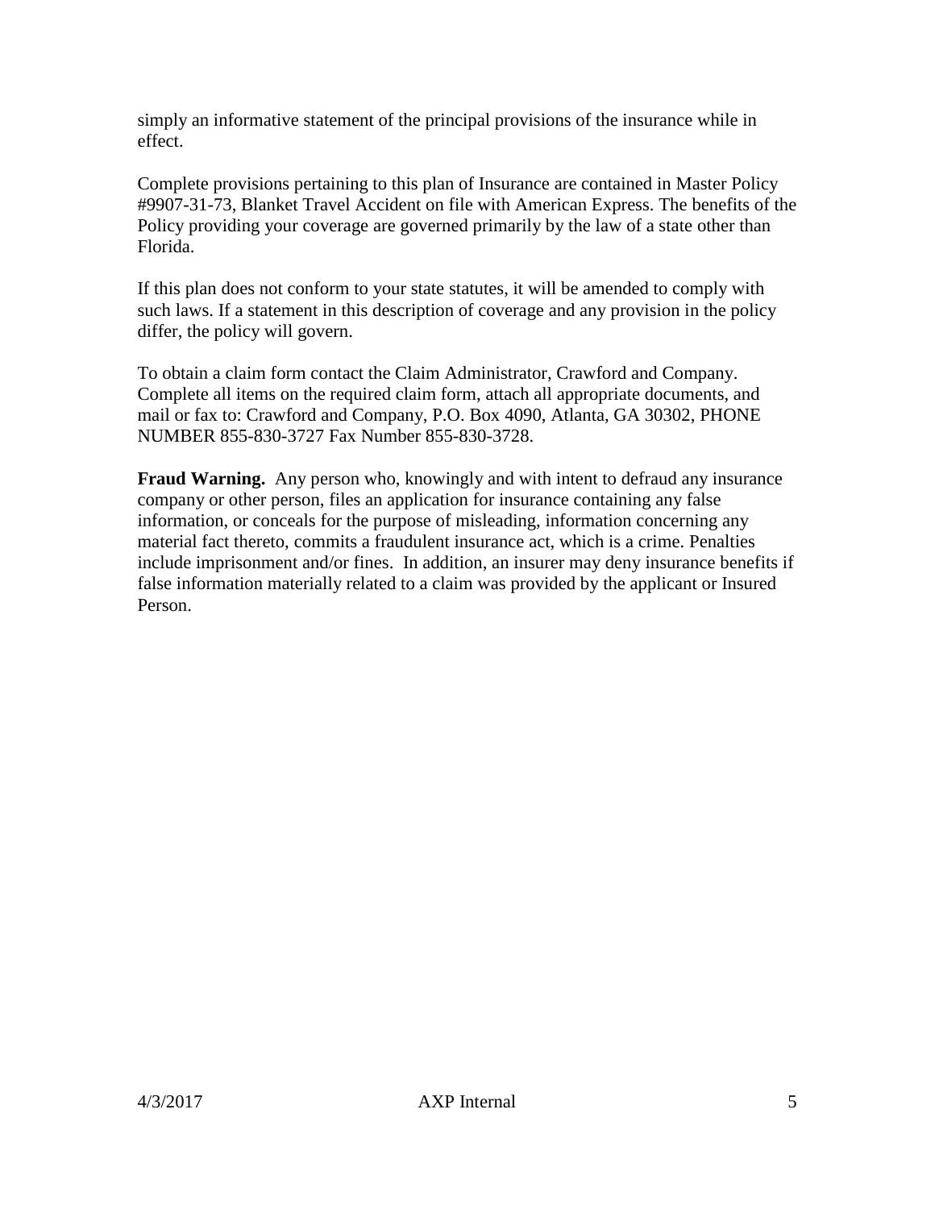simply an informative statement of the principal provisions of the insurance while in effect.

Complete provisions pertaining to this plan of Insurance are contained in Master Policy #9907-31-73, Blanket Travel Accident on file with American Express. The benefits of the Policy providing your coverage are governed primarily by the law of a state other than Florida.

If this plan does not conform to your state statutes, it will be amended to comply with such laws. If a statement in this description of coverage and any provision in the policy differ, the policy will govern.

To obtain a claim form contact the Claim Administrator, Crawford and Company. Complete all items on the required claim form, attach all appropriate documents, and mail or fax to: Crawford and Company, P.O. Box 4090, Atlanta, GA 30302, PHONE NUMBER 855-830-3727 Fax Number 855-830-3728.

**Fraud Warning.** Any person who, knowingly and with intent to defraud any insurance company or other person, files an application for insurance containing any false information, or conceals for the purpose of misleading, information concerning any material fact thereto, commits a fraudulent insurance act, which is a crime. Penalties include imprisonment and/or fines. In addition, an insurer may deny insurance benefits if false information materially related to a claim was provided by the applicant or Insured Person.